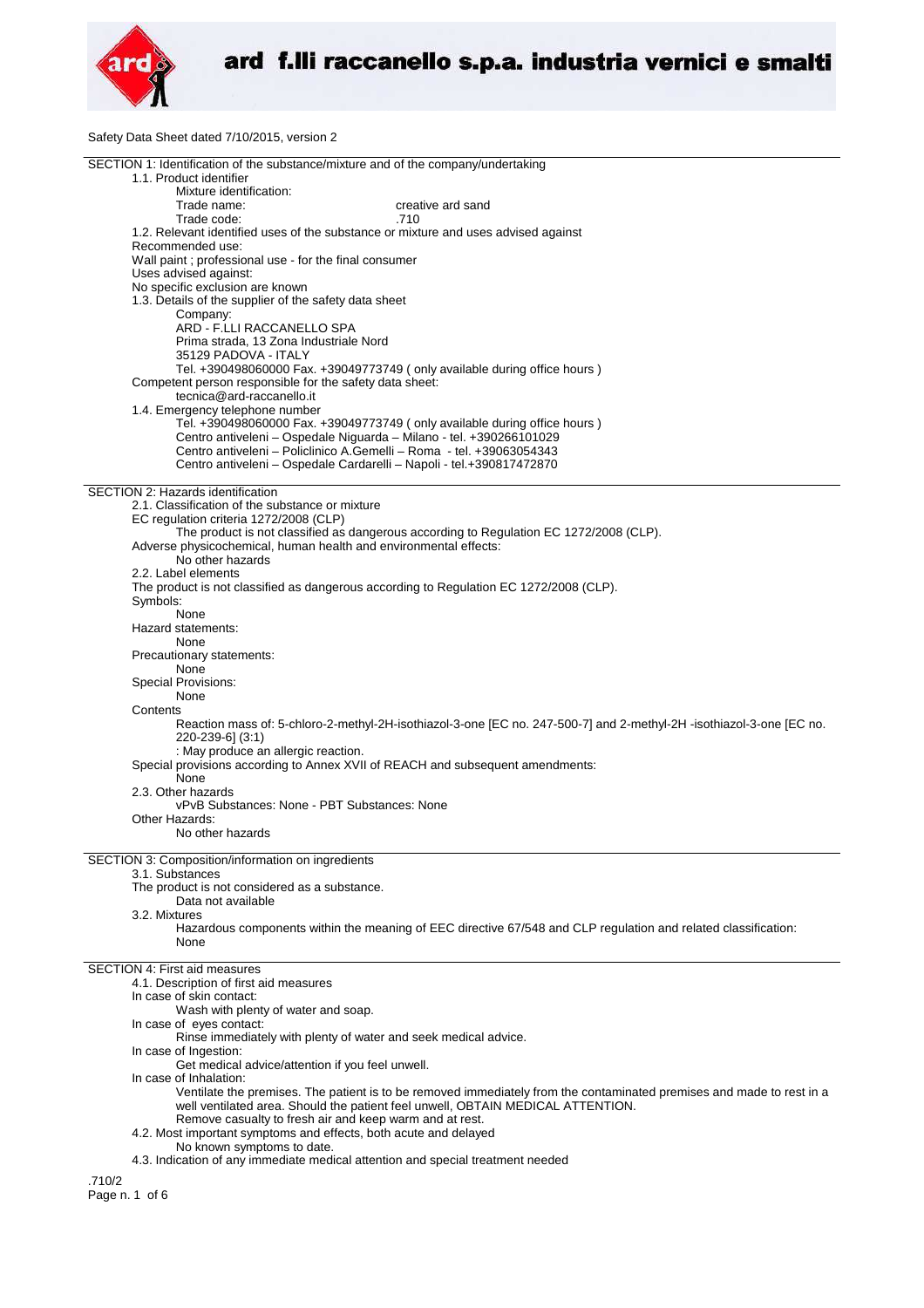ard f.lli raccanello s.p.a. industria vernici e smalti

Safety Data Sheet dated 7/10/2015, version 2

## SECTION 1: Identification of the substance/mixture and of the company/undertaking

1.1. Product identifier

Mixture identification:

Trade name: creative ard sand

Trade code: .710

1.2. Relevant identified uses of the substance or mixture and uses advised against

Recommended use:

Wall paint ; professional use - for the final consumer

Uses advised against:

No specific exclusion are known

1.3. Details of the supplier of the safety data sheet

Company:

ARD - F.LLI RACCANELLO SPA
Prima strada, 13 Zona Industriale Nord
35129 PADOVA - ITALY
Tel. +390498060000 Fax. +39049773749 ( only available during office hours )

Competent person responsible for the safety data sheet:

tecnica@ard-raccanello.it

1.4. Emergency telephone number

Tel. +390498060000 Fax. +39049773749 ( only available during office hours )
Centro antiveleni – Ospedale Niguarda – Milano - tel. +390266101029
Centro antiveleni – Policlinico A.Gemelli – Roma - tel. +39063054343
Centro antiveleni – Ospedale Cardarelli – Napoli - tel.+390817472870

## SECTION 2: Hazards identification

2.1. Classification of the substance or mixture

EC regulation criteria 1272/2008 (CLP)

The product is not classified as dangerous according to Regulation EC 1272/2008 (CLP).

Adverse physicochemical, human health and environmental effects:

No other hazards

2.2. Label elements

The product is not classified as dangerous according to Regulation EC 1272/2008 (CLP).

Symbols:

None

Hazard statements:

None

Precautionary statements:

None

Special Provisions:

None

Contents

Reaction mass of: 5-chloro-2-methyl-2H-isothiazol-3-one [EC no. 247-500-7] and 2-methyl-2H -isothiazol-3-one [EC no. 220-239-6] (3:1)
: May produce an allergic reaction.

Special provisions according to Annex XVII of REACH and subsequent amendments:

None

2.3. Other hazards

vPvB Substances: None - PBT Substances: None

Other Hazards:

No other hazards

## SECTION 3: Composition/information on ingredients

3.1. Substances

The product is not considered as a substance.

Data not available

3.2. Mixtures

Hazardous components within the meaning of EEC directive 67/548 and CLP regulation and related classification:
None

## SECTION 4: First aid measures

4.1. Description of first aid measures

In case of skin contact:

Wash with plenty of water and soap.

In case of eyes contact:

Rinse immediately with plenty of water and seek medical advice.

In case of Ingestion:

Get medical advice/attention if you feel unwell.

In case of Inhalation:

Ventilate the premises. The patient is to be removed immediately from the contaminated premises and made to rest in a well ventilated area. Should the patient feel unwell, OBTAIN MEDICAL ATTENTION.
Remove casualty to fresh air and keep warm and at rest.

4.2. Most important symptoms and effects, both acute and delayed

No known symptoms to date.

4.3. Indication of any immediate medical attention and special treatment needed

.710/2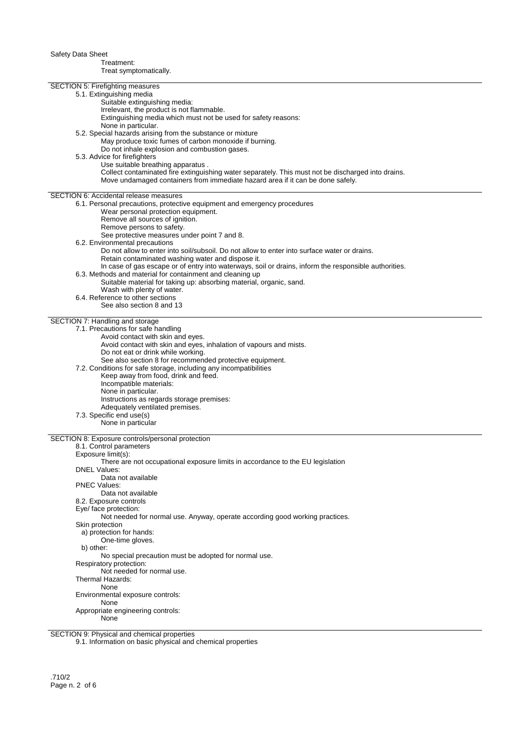Treatment:
Treat symptomatically.

## SECTION 5: Firefighting measures

5.1. Extinguishing media

Suitable extinguishing media:
Irrelevant, the product is not flammable.
Extinguishing media which must not be used for safety reasons:
None in particular.

5.2. Special hazards arising from the substance or mixture

May produce toxic fumes of carbon monoxide if burning.
Do not inhale explosion and combustion gases.

5.3. Advice for firefighters

Use suitable breathing apparatus .
Collect contaminated fire extinguishing water separately. This must not be discharged into drains.
Move undamaged containers from immediate hazard area if it can be done safely.

## SECTION 6: Accidental release measures

6.1. Personal precautions, protective equipment and emergency procedures

Wear personal protection equipment.
Remove all sources of ignition.
Remove persons to safety.
See protective measures under point 7 and 8.

6.2. Environmental precautions

Do not allow to enter into soil/subsoil. Do not allow to enter into surface water or drains.
Retain contaminated washing water and dispose it.
In case of gas escape or of entry into waterways, soil or drains, inform the responsible authorities.

6.3. Methods and material for containment and cleaning up

Suitable material for taking up: absorbing material, organic, sand.
Wash with plenty of water.

6.4. Reference to other sections

See also section 8 and 13

## SECTION 7: Handling and storage

7.1. Precautions for safe handling

Avoid contact with skin and eyes.
Avoid contact with skin and eyes, inhalation of vapours and mists.
Do not eat or drink while working.
See also section 8 for recommended protective equipment.

7.2. Conditions for safe storage, including any incompatibilities

Keep away from food, drink and feed.
Incompatible materials:
None in particular.
Instructions as regards storage premises:
Adequately ventilated premises.

7.3. Specific end use(s)

None in particular

## SECTION 8: Exposure controls/personal protection

8.1. Control parameters

Exposure limit(s):
There are not occupational exposure limits in accordance to the EU legislation

DNEL Values:
Data not available

PNEC Values:
Data not available

8.2. Exposure controls

Eye/ face protection:
Not needed for normal use. Anyway, operate according good working practices.

Skin protection

a) protection for hands:
One-time gloves.

b) other:
No special precaution must be adopted for normal use.

Respiratory protection:
Not needed for normal use.

Thermal Hazards:
None

Environmental exposure controls:
None

Appropriate engineering controls:
None

## SECTION 9: Physical and chemical properties

9.1. Information on basic physical and chemical properties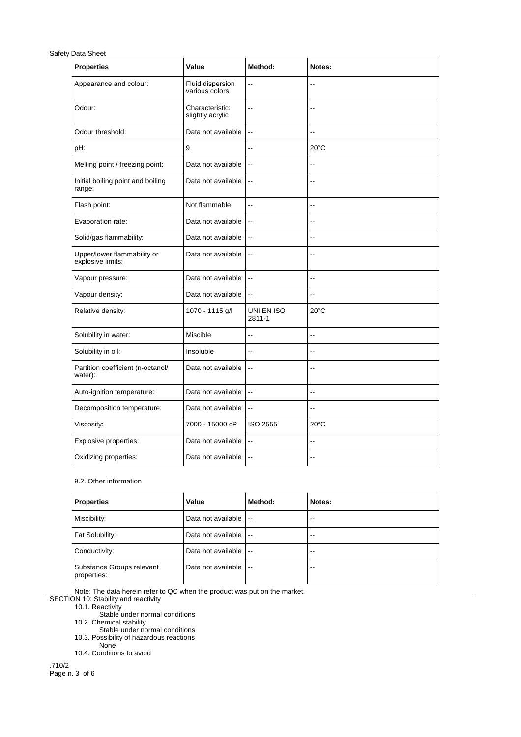| Properties | Value | Method: | Notes: |
|---|---|---|---|
| Appearance and colour: | Fluid dispersion various colors | -- | -- |
| Odour: | Characteristic: slightly acrylic | -- | -- |
| Odour threshold: | Data not available | -- | -- |
| pH: | 9 | -- | 20°C |
| Melting point / freezing point: | Data not available | -- | -- |
| Initial boiling point and boiling range: | Data not available | -- | -- |
| Flash point: | Not flammable | -- | -- |
| Evaporation rate: | Data not available | -- | -- |
| Solid/gas flammability: | Data not available | -- | -- |
| Upper/lower flammability or explosive limits: | Data not available | -- | -- |
| Vapour pressure: | Data not available | -- | -- |
| Vapour density: | Data not available | -- | -- |
| Relative density: | 1070 - 1115 g/l | UNI EN ISO 2811-1 | 20°C |
| Solubility in water: | Miscible | -- | -- |
| Solubility in oil: | Insoluble | -- | -- |
| Partition coefficient (n-octanol/ water): | Data not available | -- | -- |
| Auto-ignition temperature: | Data not available | -- | -- |
| Decomposition temperature: | Data not available | -- | -- |
| Viscosity: | 7000 - 15000 cP | ISO 2555 | 20°C |
| Explosive properties: | Data not available | -- | -- |
| Oxidizing properties: | Data not available | -- | -- |

9.2. Other information

| Properties | Value | Method: | Notes: |
|---|---|---|---|
| Miscibility: | Data not available | -- | -- |
| Fat Solubility: | Data not available | -- | -- |
| Conductivity: | Data not available | -- | -- |
| Substance Groups relevant properties: | Data not available | -- | -- |

Note: The data herein refer to QC when the product was put on the market.

SECTION 10: Stability and reactivity

10.1. Reactivity

Stable under normal conditions

10.2. Chemical stability

Stable under normal conditions

10.3. Possibility of hazardous reactions

None

10.4. Conditions to avoid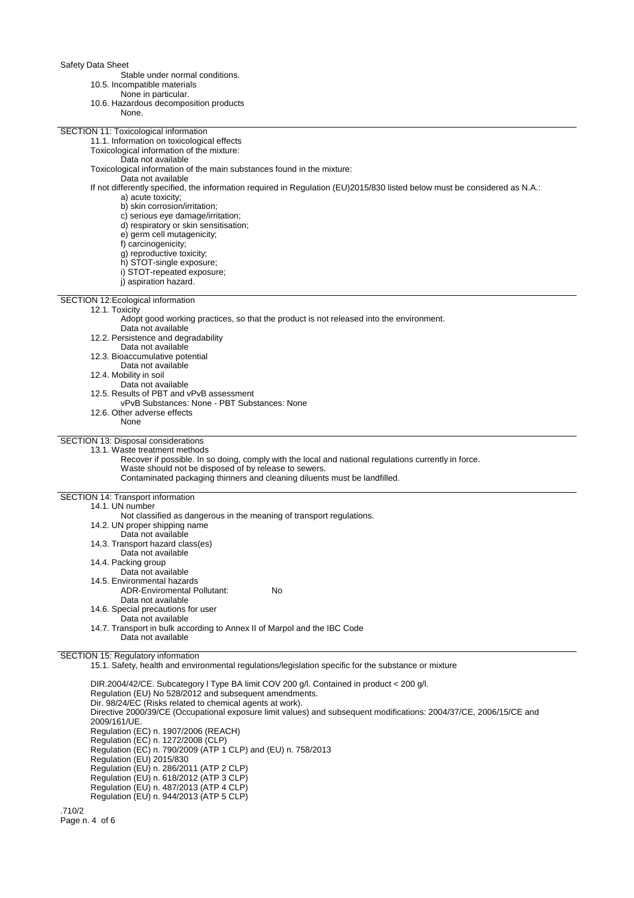Stable under normal conditions.

10.5. Incompatible materials

None in particular.

10.6. Hazardous decomposition products

None.

## SECTION 11: Toxicological information

11.1. Information on toxicological effects

Toxicological information of the mixture:

Data not available

Toxicological information of the main substances found in the mixture:

Data not available

If not differently specified, the information required in Regulation (EU)2015/830 listed below must be considered as N.A.:

a) acute toxicity;
b) skin corrosion/irritation;
c) serious eye damage/irritation;
d) respiratory or skin sensitisation;
e) germ cell mutagenicity;
f) carcinogenicity;
g) reproductive toxicity;
h) STOT-single exposure;
i) STOT-repeated exposure;
j) aspiration hazard.

## SECTION 12:Ecological information

12.1. Toxicity

Adopt good working practices, so that the product is not released into the environment.

Data not available

12.2. Persistence and degradability

Data not available

12.3. Bioaccumulative potential

Data not available

12.4. Mobility in soil

Data not available

12.5. Results of PBT and vPvB assessment

vPvB Substances: None - PBT Substances: None

12.6. Other adverse effects

None

## SECTION 13: Disposal considerations

13.1. Waste treatment methods

Recover if possible. In so doing, comply with the local and national regulations currently in force.
Waste should not be disposed of by release to sewers.
Contaminated packaging thinners and cleaning diluents must be landfilled.

## SECTION 14: Transport information

14.1. UN number

Not classified as dangerous in the meaning of transport regulations.

14.2. UN proper shipping name

Data not available

14.3. Transport hazard class(es)

Data not available

14.4. Packing group

Data not available

14.5. Environmental hazards

ADR-Enviromental Pollutant: No

Data not available

14.6. Special precautions for user

Data not available

14.7. Transport in bulk according to Annex II of Marpol and the IBC Code

Data not available

## SECTION 15: Regulatory information

15.1. Safety, health and environmental regulations/legislation specific for the substance or mixture

DIR.2004/42/CE. Subcategory l Type BA limit COV 200 g/l. Contained in product < 200 g/l.
Regulation (EU) No 528/2012 and subsequent amendments.
Dir. 98/24/EC (Risks related to chemical agents at work).
Directive 2000/39/CE (Occupational exposure limit values) and subsequent modifications: 2004/37/CE, 2006/15/CE and 2009/161/UE.
Regulation (EC) n. 1907/2006 (REACH)
Regulation (EC) n. 1272/2008 (CLP)
Regulation (EC) n. 790/2009 (ATP 1 CLP) and (EU) n. 758/2013
Regulation (EU) 2015/830
Regulation (EU) n. 286/2011 (ATP 2 CLP)
Regulation (EU) n. 618/2012 (ATP 3 CLP)
Regulation (EU) n. 487/2013 (ATP 4 CLP)
Regulation (EU) n. 944/2013 (ATP 5 CLP)

.710/2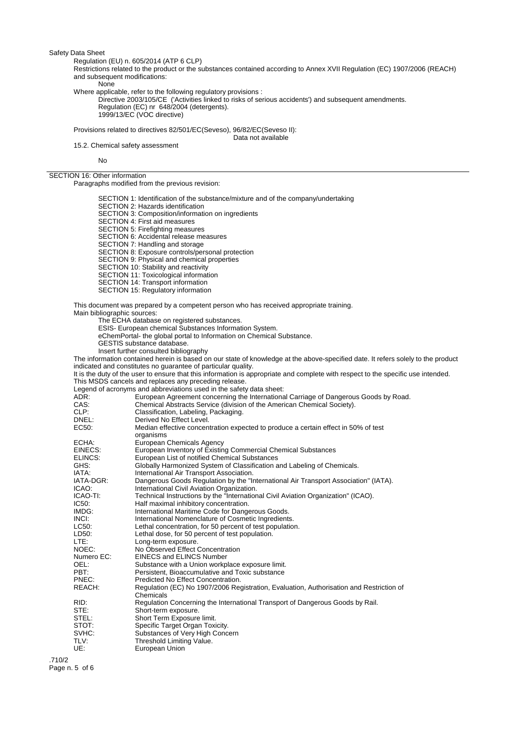Regulation (EU) n. 605/2014 (ATP 6 CLP)

Restrictions related to the product or the substances contained according to Annex XVII Regulation (EC) 1907/2006 (REACH) and subsequent modifications:

None

Where applicable, refer to the following regulatory provisions :

Directive 2003/105/CE ('Activities linked to risks of serious accidents') and subsequent amendments.
Regulation (EC) nr 648/2004 (detergents).
1999/13/EC (VOC directive)

Provisions related to directives 82/501/EC(Seveso), 96/82/EC(Seveso II):

Data not available

15.2. Chemical safety assessment

No

## SECTION 16: Other information

Paragraphs modified from the previous revision:

SECTION 1: Identification of the substance/mixture and of the company/undertaking
SECTION 2: Hazards identification
SECTION 3: Composition/information on ingredients
SECTION 4: First aid measures
SECTION 5: Firefighting measures
SECTION 6: Accidental release measures
SECTION 7: Handling and storage
SECTION 8: Exposure controls/personal protection
SECTION 9: Physical and chemical properties
SECTION 10: Stability and reactivity
SECTION 11: Toxicological information
SECTION 14: Transport information
SECTION 15: Regulatory information

This document was prepared by a competent person who has received appropriate training.

Main bibliographic sources:

The ECHA database on registered substances.
ESIS- European chemical Substances Information System.
eChemPortal- the global portal to Information on Chemical Substance.
GESTIS substance database.
Insert further consulted bibliography

The information contained herein is based on our state of knowledge at the above-specified date. It refers solely to the product indicated and constitutes no guarantee of particular quality.

It is the duty of the user to ensure that this information is appropriate and complete with respect to the specific use intended.

This MSDS cancels and replaces any preceding release.

Legend of acronyms and abbreviations used in the safety data sheet:

| | |
|---|---|
| ADR: | European Agreement concerning the International Carriage of Dangerous Goods by Road. |
| CAS: | Chemical Abstracts Service (division of the American Chemical Society). |
| CLP: | Classification, Labeling, Packaging. |
| DNEL: | Derived No Effect Level. |
| EC50: | Median effective concentration expected to produce a certain effect in 50% of test organisms |
| ECHA: | European Chemicals Agency |
| EINECS: | European Inventory of Existing Commercial Chemical Substances |
| ELINCS: | European List of notified Chemical Substances |
| GHS: | Globally Harmonized System of Classification and Labeling of Chemicals. |
| IATA: | International Air Transport Association. |
| IATA-DGR: | Dangerous Goods Regulation by the "International Air Transport Association" (IATA). |
| ICAO: | International Civil Aviation Organization. |
| ICAO-TI: | Technical Instructions by the "International Civil Aviation Organization" (ICAO). |
| IC50: | Half maximal inhibitory concentration. |
| IMDG: | International Maritime Code for Dangerous Goods. |
| INCI: | International Nomenclature of Cosmetic Ingredients. |
| LC50: | Lethal concentration, for 50 percent of test population. |
| LD50: | Lethal dose, for 50 percent of test population. |
| LTE: | Long-term exposure. |
| NOEC: | No Observed Effect Concentration |
| Numero EC: | EINECS and ELINCS Number |
| OEL: | Substance with a Union workplace exposure limit. |
| PBT: | Persistent, Bioaccumulative and Toxic substance |
| PNEC: | Predicted No Effect Concentration. |
| REACH: | Regulation (EC) No 1907/2006 Registration, Evaluation, Authorisation and Restriction of Chemicals |
| RID: | Regulation Concerning the International Transport of Dangerous Goods by Rail. |
| STE: | Short-term exposure. |
| STEL: | Short Term Exposure limit. |
| STOT: | Specific Target Organ Toxicity. |
| SVHC: | Substances of Very High Concern |
| TLV: | Threshold Limiting Value. |
| UE: | European Union |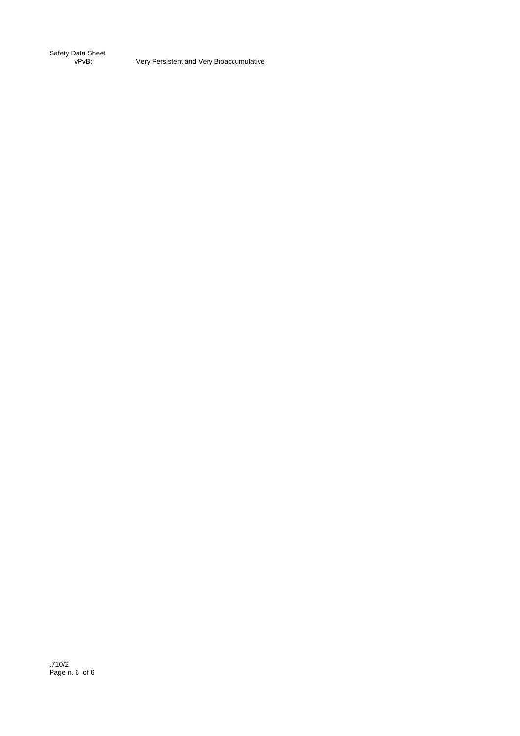vPvB: Very Persistent and Very Bioaccumulative